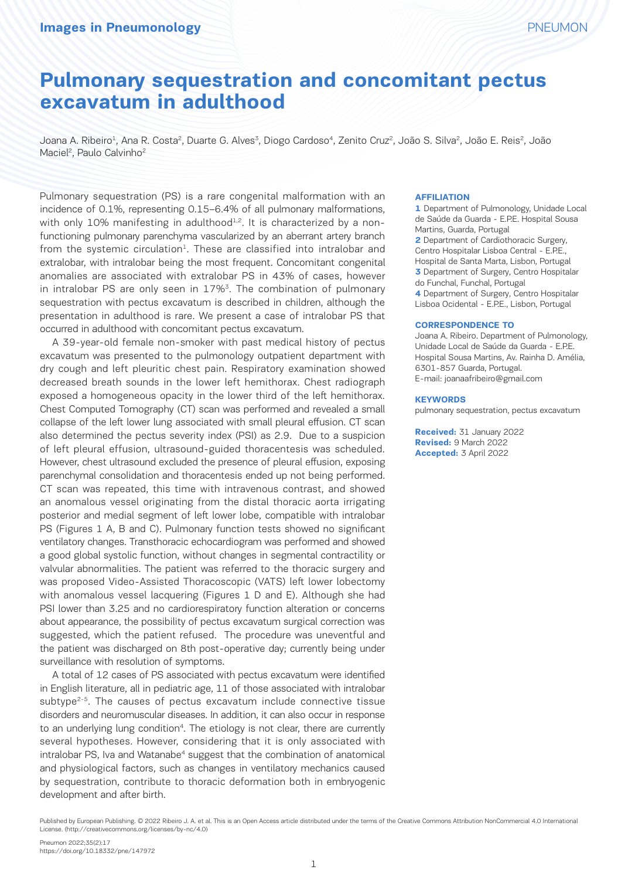Images in Pneumonology

# Pulmonary sequestration and concomitant pectus excavatum in adulthood

Joana A. Ribeiro[1], Ana R. Costa[2], Duarte G. Alves[3], Diogo Cardoso[4], Zenito Cruz[2], João S. Silva[2], João E. Reis[2], João Maciel[2], Paulo Calvinho[2]

Pulmonary sequestration (PS) is a rare congenital malformation with an incidence of 0.1%, representing 0.15–6.4% of all pulmonary malformations, with only 10% manifesting in adulthood[1,2]. It is characterized by a non-functioning pulmonary parenchyma vascularized by an aberrant artery branch from the systemic circulation[1]. These are classified into intralobar and extralobar, with intralobar being the most frequent. Concomitant congenital anomalies are associated with extralobar PS in 43% of cases, however in intralobar PS are only seen in 17%[3]. The combination of pulmonary sequestration with pectus excavatum is described in children, although the presentation in adulthood is rare. We present a case of intralobar PS that occurred in adulthood with concomitant pectus excavatum.

A 39-year-old female non-smoker with past medical history of pectus excavatum was presented to the pulmonology outpatient department with dry cough and left pleuritic chest pain. Respiratory examination showed decreased breath sounds in the lower left hemithorax. Chest radiograph exposed a homogeneous opacity in the lower third of the left hemithorax. Chest Computed Tomography (CT) scan was performed and revealed a small collapse of the left lower lung associated with small pleural effusion. CT scan also determined the pectus severity index (PSI) as 2.9. Due to a suspicion of left pleural effusion, ultrasound-guided thoracentesis was scheduled. However, chest ultrasound excluded the presence of pleural effusion, exposing parenchymal consolidation and thoracentesis ended up not being performed. CT scan was repeated, this time with intravenous contrast, and showed an anomalous vessel originating from the distal thoracic aorta irrigating posterior and medial segment of left lower lobe, compatible with intralobar PS (Figures 1 A, B and C). Pulmonary function tests showed no significant ventilatory changes. Transthoracic echocardiogram was performed and showed a good global systolic function, without changes in segmental contractility or valvular abnormalities. The patient was referred to the thoracic surgery and was proposed Video-Assisted Thoracoscopic (VATS) left lower lobectomy with anomalous vessel lacquering (Figures 1 D and E). Although she had PSI lower than 3.25 and no cardiorespiratory function alteration or concerns about appearance, the possibility of pectus excavatum surgical correction was suggested, which the patient refused. The procedure was uneventful and the patient was discharged on 8th post-operative day; currently being under surveillance with resolution of symptoms.

A total of 12 cases of PS associated with pectus excavatum were identified in English literature, all in pediatric age, 11 of those associated with intralobar subtype[2-5]. The causes of pectus excavatum include connective tissue disorders and neuromuscular diseases. In addition, it can also occur in response to an underlying lung condition[4]. The etiology is not clear, there are currently several hypotheses. However, considering that it is only associated with intralobar PS, Iva and Watanabe[4] suggest that the combination of anatomical and physiological factors, such as changes in ventilatory mechanics caused by sequestration, contribute to thoracic deformation both in embryogenic development and after birth.

**AFFILIATION**

**1** Department of Pulmonology, Unidade Local de Saúde da Guarda - E.P.E. Hospital Sousa Martins, Guarda, Portugal
**2** Department of Cardiothoracic Surgery, Centro Hospitalar Lisboa Central - E.P.E., Hospital de Santa Marta, Lisbon, Portugal
**3** Department of Surgery, Centro Hospitalar do Funchal, Funchal, Portugal
**4** Department of Surgery, Centro Hospitalar Lisboa Ocidental - E.P.E., Lisbon, Portugal

**CORRESPONDENCE TO**

Joana A. Ribeiro. Department of Pulmonology, Unidade Local de Saúde da Guarda - E.P.E. Hospital Sousa Martins, Av. Rainha D. Amélia, 6301-857 Guarda, Portugal.
E-mail: joanaafribeiro@gmail.com

**KEYWORDS**

pulmonary sequestration, pectus excavatum

**Received:** 31 January 2022
**Revised:** 9 March 2022
**Accepted:** 3 April 2022

Published by European Publishing. © 2022 Ribeiro J. A. et al. This is an Open Access article distributed under the terms of the Creative Commons Attribution NonCommercial 4.0 International License. (http://creativecommons.org/licenses/by-nc/4.0)

Pneumon 2022;35(2):17
https://doi.org/10.18332/pne/147972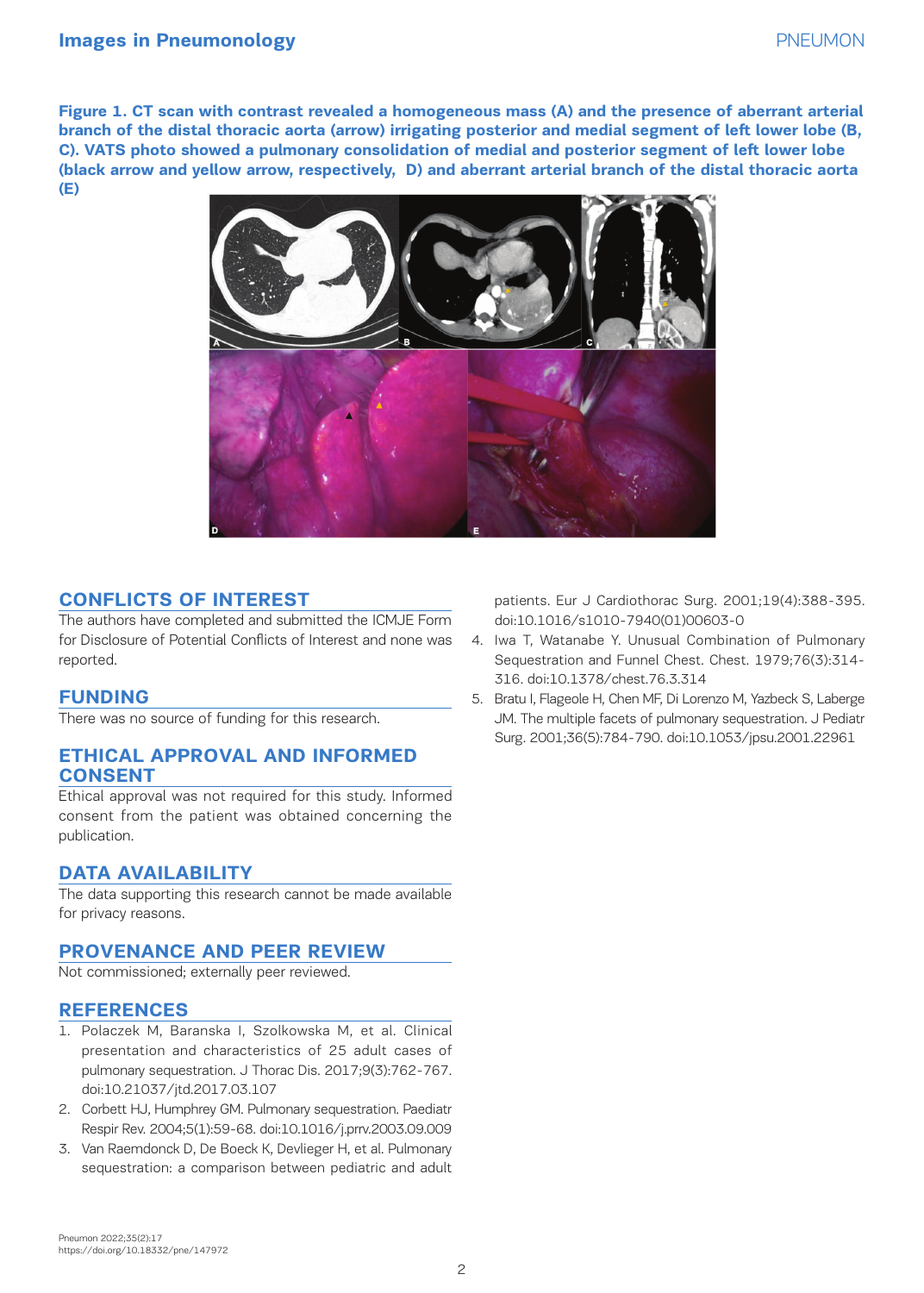**Figure 1. CT scan with contrast revealed a homogeneous mass (A) and the presence of aberrant arterial branch of the distal thoracic aorta (arrow) irrigating posterior and medial segment of left lower lobe (B, C). VATS photo showed a pulmonary consolidation of medial and posterior segment of left lower lobe (black arrow and yellow arrow, respectively, D) and aberrant arterial branch of the distal thoracic aorta (E)**

## CONFLICTS OF INTEREST

The authors have completed and submitted the ICMJE Form for Disclosure of Potential Conflicts of Interest and none was reported.

## FUNDING

There was no source of funding for this research.

## ETHICAL APPROVAL AND INFORMED CONSENT

Ethical approval was not required for this study. Informed consent from the patient was obtained concerning the publication.

## DATA AVAILABILITY

The data supporting this research cannot be made available for privacy reasons.

## PROVENANCE AND PEER REVIEW

Not commissioned; externally peer reviewed.

## REFERENCES

1. Polaczek M, Baranska I, Szolkowska M, et al. Clinical presentation and characteristics of 25 adult cases of pulmonary sequestration. J Thorac Dis. 2017;9(3):762-767. doi:10.21037/jtd.2017.03.107
2. Corbett HJ, Humphrey GM. Pulmonary sequestration. Paediatr Respir Rev. 2004;5(1):59-68. doi:10.1016/j.prrv.2003.09.009
3. Van Raemdonck D, De Boeck K, Devlieger H, et al. Pulmonary sequestration: a comparison between pediatric and adult patients. Eur J Cardiothorac Surg. 2001;19(4):388-395. doi:10.1016/s1010-7940(01)00603-0
4. Iwa T, Watanabe Y. Unusual Combination of Pulmonary Sequestration and Funnel Chest. Chest. 1979;76(3):314-316. doi:10.1378/chest.76.3.314
5. Bratu I, Flageole H, Chen MF, Di Lorenzo M, Yazbeck S, Laberge JM. The multiple facets of pulmonary sequestration. J Pediatr Surg. 2001;36(5):784-790. doi:10.1053/jpsu.2001.22961